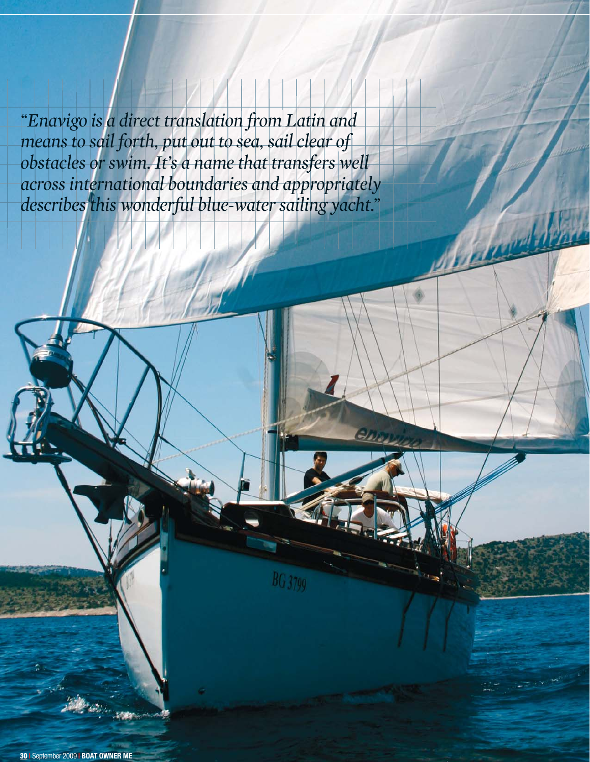*"Enavigo is a direct translation from Latin and means to sail forth, put out to sea, sail clear of obstacles or swim. It's a name that transfers well across international boundaries and appropriately describes this wonderful blue-water sailing yacht."*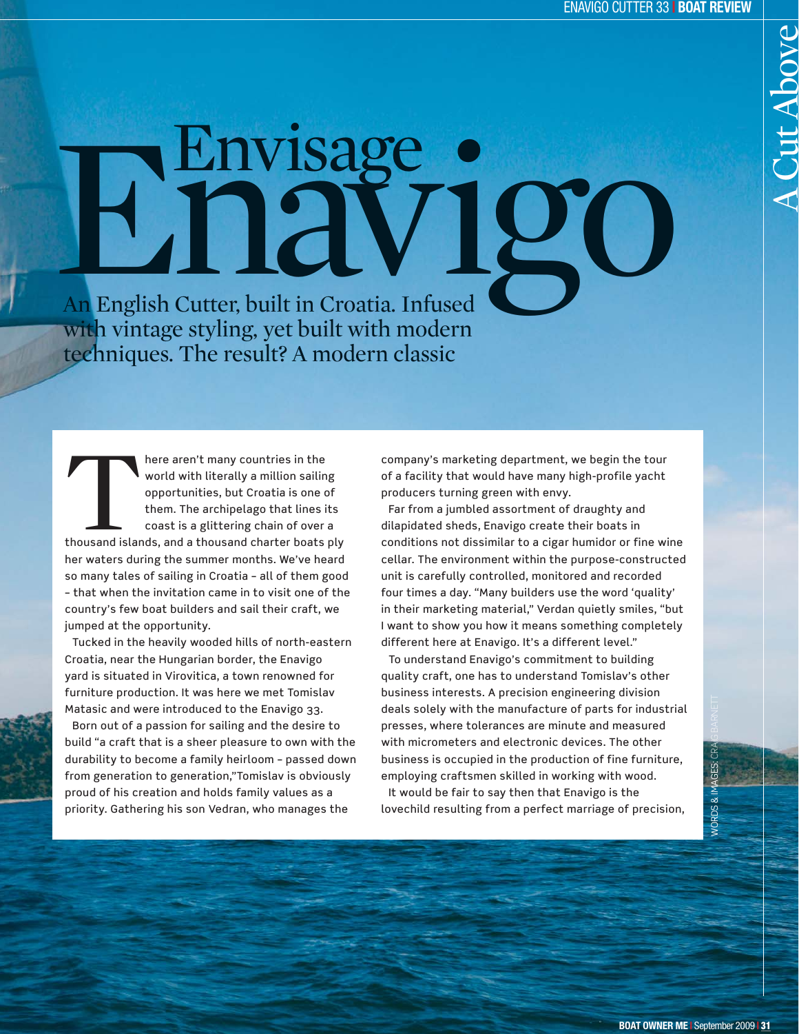# Envisage Enavigo

## A Cut Above

An English Cutter, built in Croatia. Infused with vintage styling, yet built with modern techniques. The result? A modern classic

WORDS & IMAGES: CRAIG BARNETT

There aren't many countries in the world with literally a million sailing opportunities, but Croatia is one of them. The archipelago that lines its coast is a glittering chain of over a thousand islands, and a thousand charter boats ply her waters during the summer months. We've heard so many tales of sailing in Croatia – all of them good – that when the invitation came in to visit one of the country's few boat builders and sail their craft, we jumped at the opportunity.

Tucked in the heavily wooded hills of north-eastern Croatia, near the Hungarian border, the Enavigo yard is situated in Virovitica, a town renowned for furniture production. It was here we met Tomislav Matasic and were introduced to the Enavigo 33.

Born out of a passion for sailing and the desire to build "a craft that is a sheer pleasure to own with the durability to become a family heirloom – passed down from generation to generation,"Tomislav is obviously proud of his creation and holds family values as a priority. Gathering his son Vedran, who manages the company's marketing department, we begin the tour of a facility that would have many high-profile yacht producers turning green with envy.

Far from a jumbled assortment of draughty and dilapidated sheds, Enavigo create their boats in conditions not dissimilar to a cigar humidor or fine wine cellar. The environment within the purpose-constructed unit is carefully controlled, monitored and recorded four times a day. "Many builders use the word 'quality' in their marketing material," Verdan quietly smiles, "but I want to show you how it means something completely different here at Enavigo. It's a different level."

To understand Enavigo's commitment to building quality craft, one has to understand Tomislav's other business interests. A precision engineering division deals solely with the manufacture of parts for industrial presses, where tolerances are minute and measured with micrometers and electronic devices. The other business is occupied in the production of fine furniture, employing craftsmen skilled in working with wood.

It would be fair to say then that Enavigo is the lovechild resulting from a perfect marriage of precision,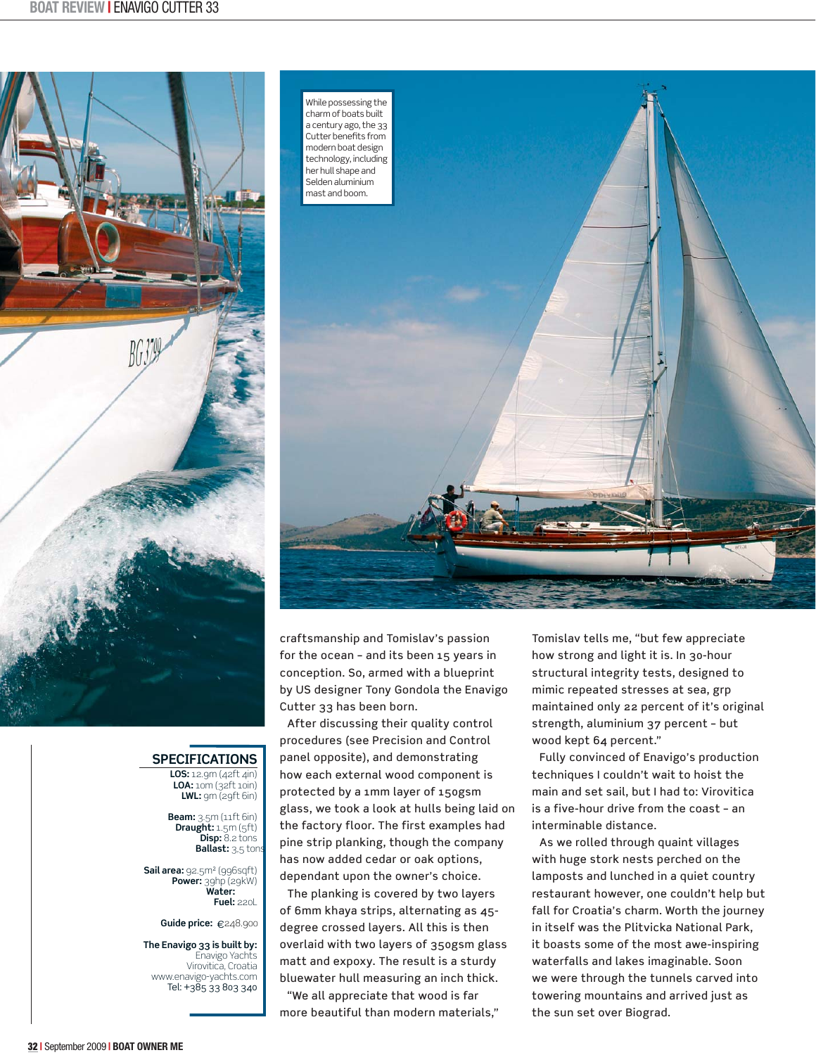While possessing the charm of boats built a century ago, the 33 Cutter benefits from modern boat design technology, including her hull shape and Selden aluminium mast and boom.

craftsmanship and Tomislav's passion for the ocean – and its been 15 years in conception. So, armed with a blueprint by US designer Tony Gondola the Enavigo Cutter 33 has been born.

After discussing their quality control procedures (see Precision and Control panel opposite), and demonstrating how each external wood component is protected by a 1mm layer of 150gsm glass, we took a look at hulls being laid on the factory floor. The first examples had pine strip planking, though the company has now added cedar or oak options, dependant upon the owner's choice.

The planking is covered by two layers of 6mm khaya strips, alternating as 45-degree crossed layers. All this is then overlaid with two layers of 350gsm glass matt and expoxy. The result is a sturdy bluewater hull measuring an inch thick.

"We all appreciate that wood is far more beautiful than modern materials," Tomislav tells me, "but few appreciate how strong and light it is. In 30-hour structural integrity tests, designed to mimic repeated stresses at sea, grp maintained only 22 percent of it's original strength, aluminium 37 percent – but wood kept 64 percent."

Fully convinced of Enavigo's production techniques I couldn't wait to hoist the main and set sail, but I had to: Virovitica is a five-hour drive from the coast – an interminable distance.

As we rolled through quaint villages with huge stork nests perched on the lamposts and lunched in a quiet country restaurant however, one couldn't help but fall for Croatia's charm. Worth the journey in itself was the Plitvicka National Park, it boasts some of the most awe-inspiring waterfalls and lakes imaginable. Soon we were through the tunnels carved into towering mountains and arrived just as the sun set over Biograd.

## SPECIFICATIONS

**LOS:** 12.9m (42ft 4in)
**LOA:** 10m (32ft 10in)
**LWL:** 9m (29ft 6in)

**Beam:** 3.5m (11ft 6in)
**Draught:** 1.5m (5ft)
**Disp:** 8.2 tons
**Ballast:** 3.5 tons

**Sail area:** 92.5m² (996sqft)
**Power:** 39hp (29kW)
**Water:**
**Fuel:** 220L

**Guide price:** €248.900

**The Enavigo 33 is built by:**
Enavigo Yachts
Virovitica, Croatia
www.enavigo-yachts.com
Tel: +385 33 803 340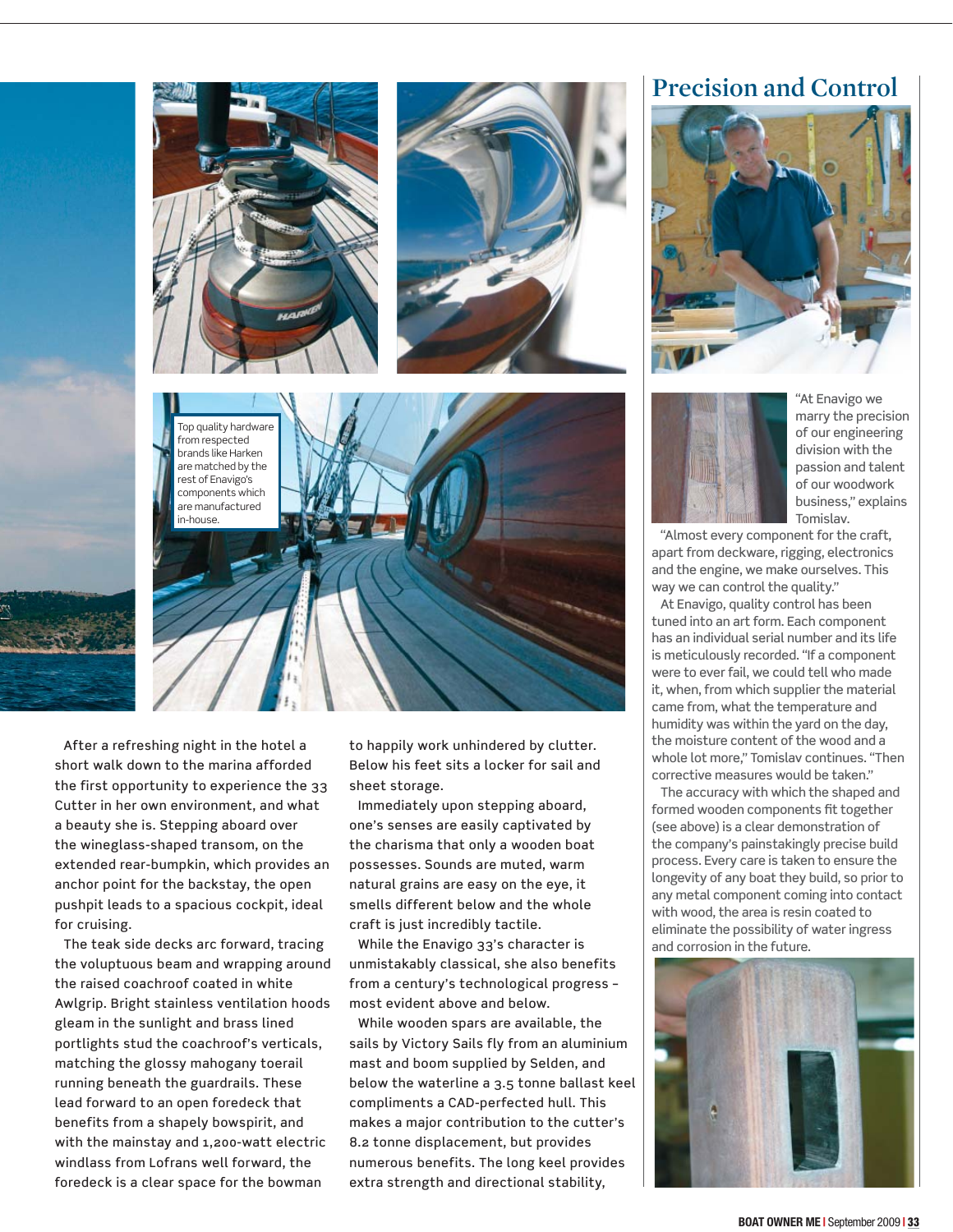Top quality hardware from respected brands like Harken are matched by the rest of Enavigo's components which are manufactured in-house.

After a refreshing night in the hotel a short walk down to the marina afforded the first opportunity to experience the 33 Cutter in her own environment, and what a beauty she is. Stepping aboard over the wineglass-shaped transom, on the extended rear-bumpkin, which provides an anchor point for the backstay, the open pushpit leads to a spacious cockpit, ideal for cruising.

The teak side decks arc forward, tracing the voluptuous beam and wrapping around the raised coachroof coated in white Awlgrip. Bright stainless ventilation hoods gleam in the sunlight and brass lined portlights stud the coachroof's verticals, matching the glossy mahogany toerail running beneath the guardrails. These lead forward to an open foredeck that benefits from a shapely bowspirit, and with the mainstay and 1,200-watt electric windlass from Lofrans well forward, the foredeck is a clear space for the bowman to happily work unhindered by clutter. Below his feet sits a locker for sail and sheet storage.

Immediately upon stepping aboard, one's senses are easily captivated by the charisma that only a wooden boat possesses. Sounds are muted, warm natural grains are easy on the eye, it smells different below and the whole craft is just incredibly tactile.

While the Enavigo 33's character is unmistakably classical, she also benefits from a century's technological progress – most evident above and below.

While wooden spars are available, the sails by Victory Sails fly from an aluminium mast and boom supplied by Selden, and below the waterline a 3.5 tonne ballast keel compliments a CAD-perfected hull. This makes a major contribution to the cutter's 8.2 tonne displacement, but provides numerous benefits. The long keel provides extra strength and directional stability,

## Precision and Control

"At Enavigo we marry the precision of our engineering division with the passion and talent of our woodwork business," explains Tomislav.

"Almost every component for the craft, apart from deckware, rigging, electronics and the engine, we make ourselves. This way we can control the quality."

At Enavigo, quality control has been tuned into an art form. Each component has an individual serial number and its life is meticulously recorded. "If a component were to ever fail, we could tell who made it, when, from which supplier the material came from, what the temperature and humidity was within the yard on the day, the moisture content of the wood and a whole lot more," Tomislav continues. "Then corrective measures would be taken."

The accuracy with which the shaped and formed wooden components fit together (see above) is a clear demonstration of the company's painstakingly precise build process. Every care is taken to ensure the longevity of any boat they build, so prior to any metal component coming into contact with wood, the area is resin coated to eliminate the possibility of water ingress and corrosion in the future.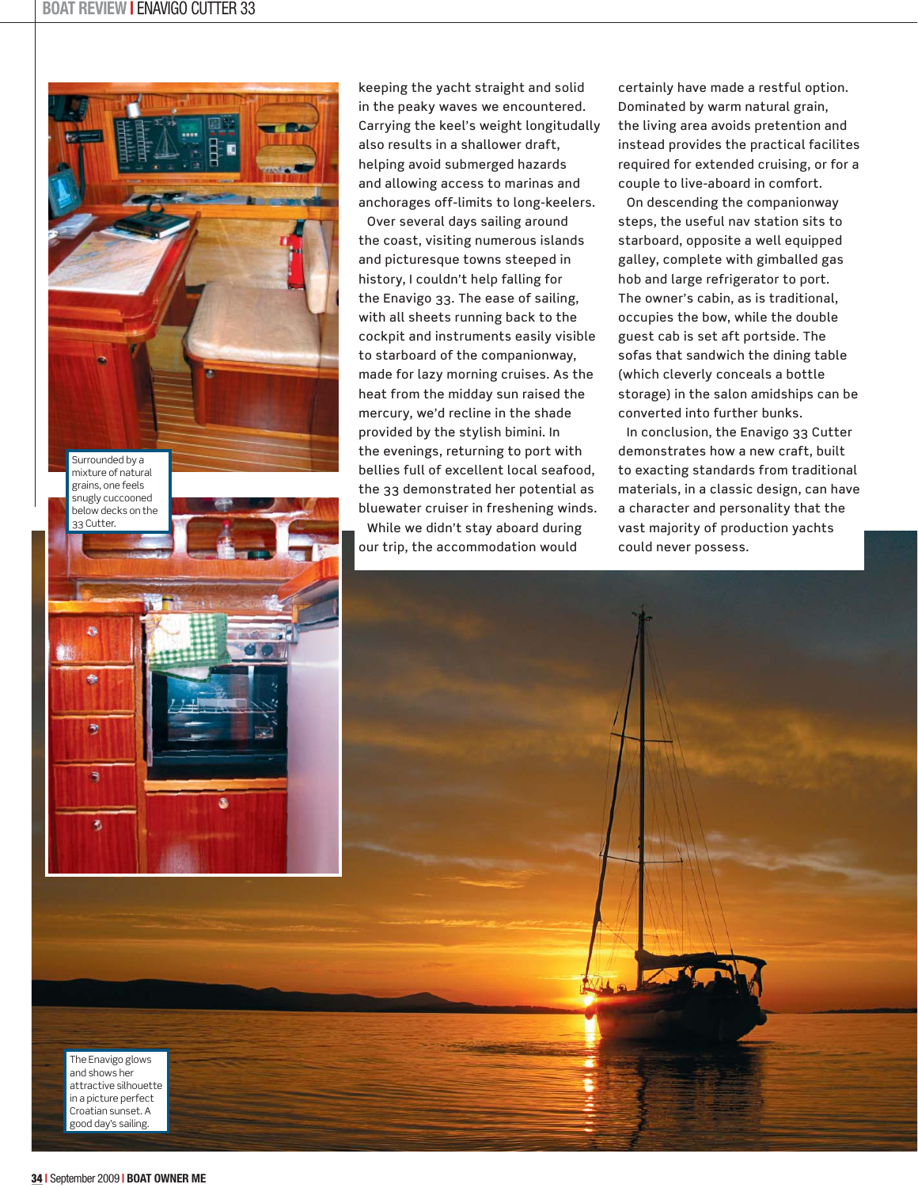keeping the yacht straight and solid in the peaky waves we encountered. Carrying the keel's weight longitudally also results in a shallower draft, helping avoid submerged hazards and allowing access to marinas and anchorages off-limits to long-keelers.

Over several days sailing around the coast, visiting numerous islands and picturesque towns steeped in history, I couldn't help falling for the Enavigo 33. The ease of sailing, with all sheets running back to the cockpit and instruments easily visible to starboard of the companionway, made for lazy morning cruises. As the heat from the midday sun raised the mercury, we'd recline in the shade provided by the stylish bimini. In the evenings, returning to port with bellies full of excellent local seafood, the 33 demonstrated her potential as bluewater cruiser in freshening winds.

While we didn't stay aboard during our trip, the accommodation would certainly have made a restful option. Dominated by warm natural grain, the living area avoids pretention and instead provides the practical facilites required for extended cruising, or for a couple to live-aboard in comfort.

On descending the companionway steps, the useful nav station sits to starboard, opposite a well equipped galley, complete with gimballed gas hob and large refrigerator to port. The owner's cabin, as is traditional, occupies the bow, while the double guest cab is set aft portside. The sofas that sandwich the dining table (which cleverly conceals a bottle storage) in the salon amidships can be converted into further bunks.

In conclusion, the Enavigo 33 Cutter demonstrates how a new craft, built to exacting standards from traditional materials, in a classic design, can have a character and personality that the vast majority of production yachts could never possess.

Surrounded by a mixture of natural grains, one feels snugly cuccooned below decks on the 33 Cutter.

The Enavigo glows and shows her attractive silhouette in a picture perfect Croatian sunset. A good day's sailing.